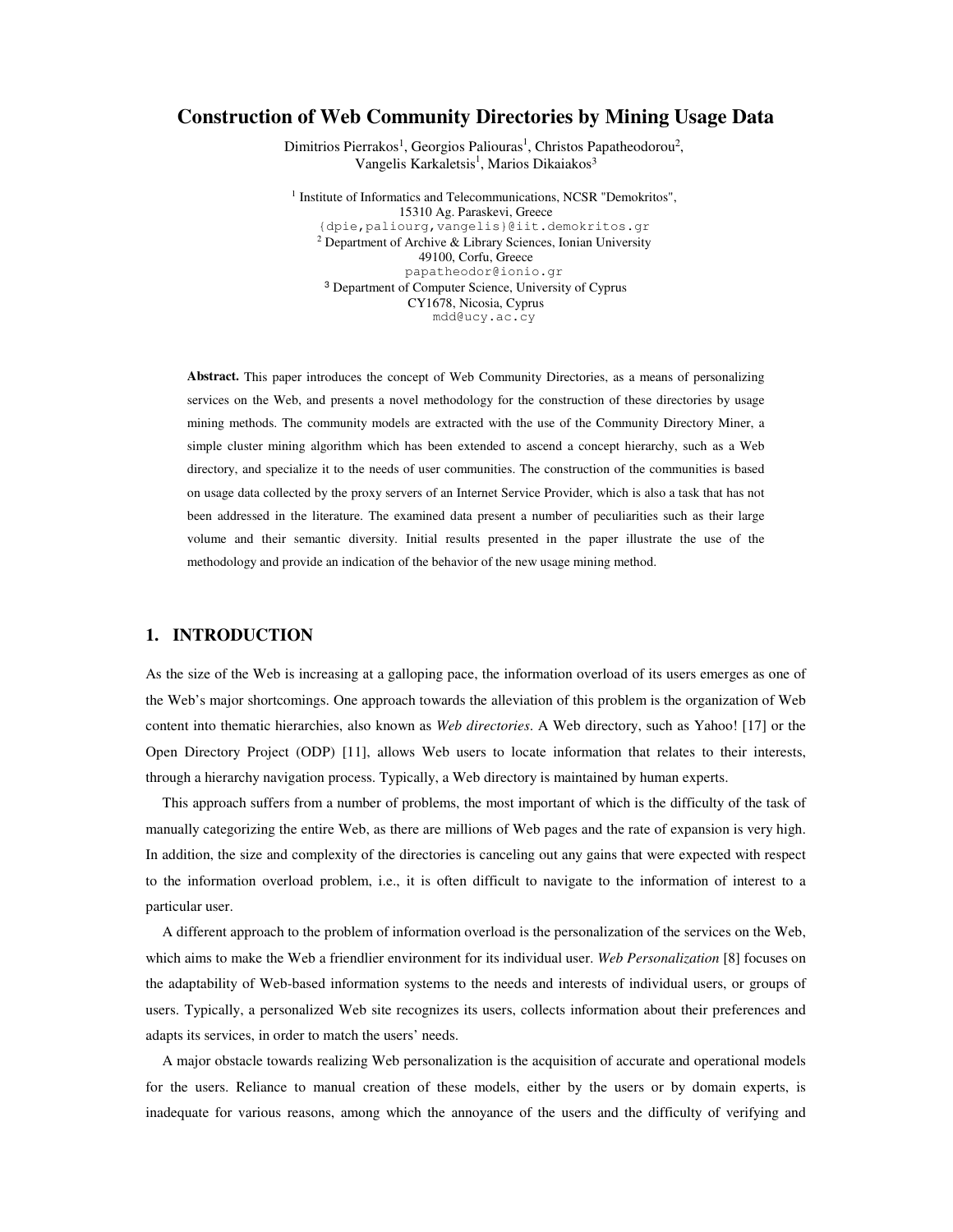# Construction of Web Community Directories by Mining Usage Data

Dimitrios Pierrakos[1], Georgios Paliouras[1], Christos Papatheodorou[2], Vangelis Karkaletsis[1], Marios Dikaiakos[3]

[1] Institute of Informatics and Telecommunications, NCSR "Demokritos", 15310 Ag. Paraskevi, Greece
{dpie,paliourg,vangelis}@iit.demokritos.gr
[2] Department of Archive & Library Sciences, Ionian University 49100, Corfu, Greece
papatheodor@ionio.gr
[3] Department of Computer Science, University of Cyprus CY1678, Nicosia, Cyprus
mdd@ucy.ac.cy

**Abstract.** This paper introduces the concept of Web Community Directories, as a means of personalizing services on the Web, and presents a novel methodology for the construction of these directories by usage mining methods. The community models are extracted with the use of the Community Directory Miner, a simple cluster mining algorithm which has been extended to ascend a concept hierarchy, such as a Web directory, and specialize it to the needs of user communities. The construction of the communities is based on usage data collected by the proxy servers of an Internet Service Provider, which is also a task that has not been addressed in the literature. The examined data present a number of peculiarities such as their large volume and their semantic diversity. Initial results presented in the paper illustrate the use of the methodology and provide an indication of the behavior of the new usage mining method.

## 1. INTRODUCTION

As the size of the Web is increasing at a galloping pace, the information overload of its users emerges as one of the Web's major shortcomings. One approach towards the alleviation of this problem is the organization of Web content into thematic hierarchies, also known as *Web directories*. A Web directory, such as Yahoo! [17] or the Open Directory Project (ODP) [11], allows Web users to locate information that relates to their interests, through a hierarchy navigation process. Typically, a Web directory is maintained by human experts.

This approach suffers from a number of problems, the most important of which is the difficulty of the task of manually categorizing the entire Web, as there are millions of Web pages and the rate of expansion is very high. In addition, the size and complexity of the directories is canceling out any gains that were expected with respect to the information overload problem, i.e., it is often difficult to navigate to the information of interest to a particular user.

A different approach to the problem of information overload is the personalization of the services on the Web, which aims to make the Web a friendlier environment for its individual user. *Web Personalization* [8] focuses on the adaptability of Web-based information systems to the needs and interests of individual users, or groups of users. Typically, a personalized Web site recognizes its users, collects information about their preferences and adapts its services, in order to match the users' needs.

A major obstacle towards realizing Web personalization is the acquisition of accurate and operational models for the users. Reliance to manual creation of these models, either by the users or by domain experts, is inadequate for various reasons, among which the annoyance of the users and the difficulty of verifying and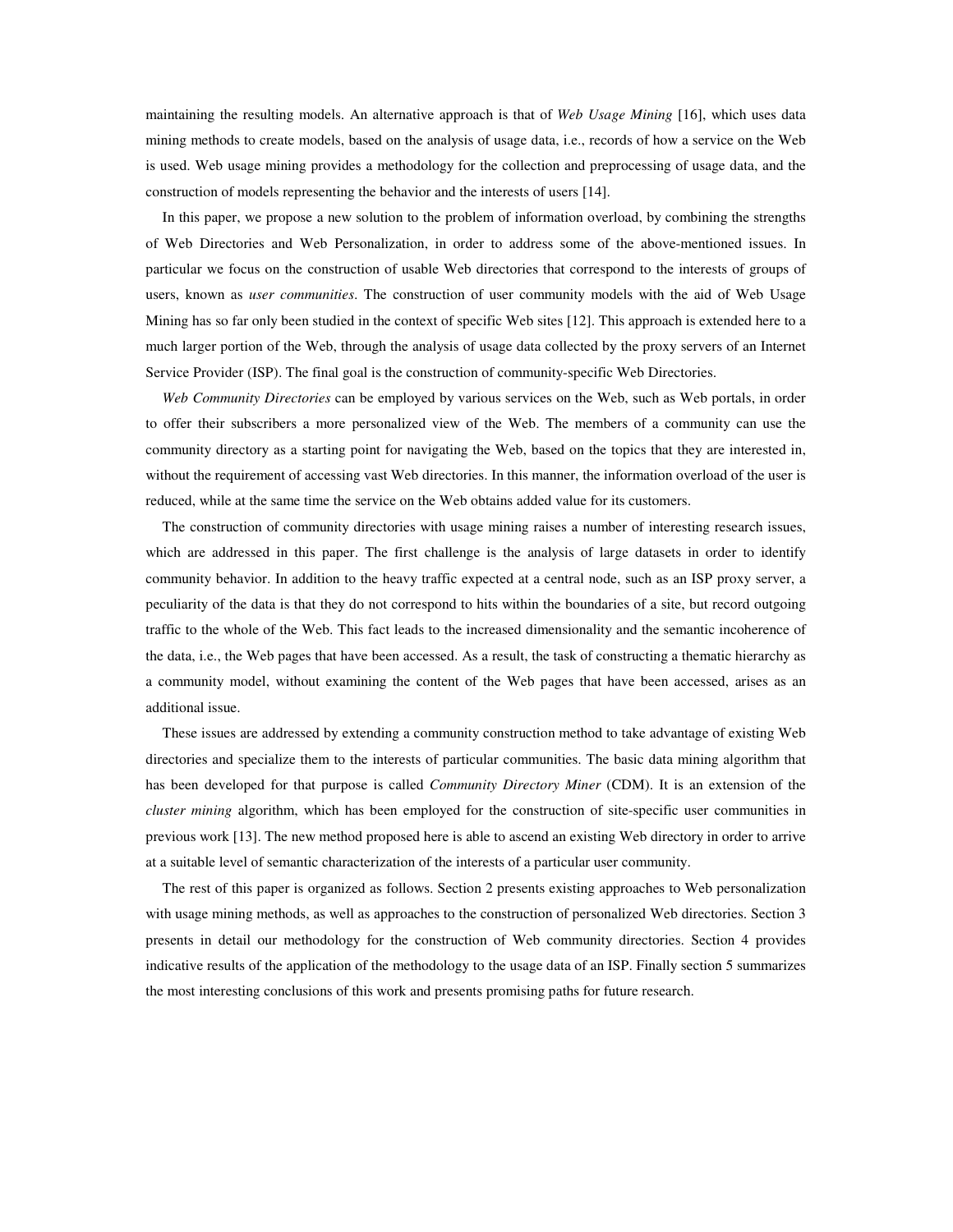maintaining the resulting models. An alternative approach is that of *Web Usage Mining* [16], which uses data mining methods to create models, based on the analysis of usage data, i.e., records of how a service on the Web is used. Web usage mining provides a methodology for the collection and preprocessing of usage data, and the construction of models representing the behavior and the interests of users [14].

In this paper, we propose a new solution to the problem of information overload, by combining the strengths of Web Directories and Web Personalization, in order to address some of the above-mentioned issues. In particular we focus on the construction of usable Web directories that correspond to the interests of groups of users, known as *user communities*. The construction of user community models with the aid of Web Usage Mining has so far only been studied in the context of specific Web sites [12]. This approach is extended here to a much larger portion of the Web, through the analysis of usage data collected by the proxy servers of an Internet Service Provider (ISP). The final goal is the construction of community-specific Web Directories.

*Web Community Directories* can be employed by various services on the Web, such as Web portals, in order to offer their subscribers a more personalized view of the Web. The members of a community can use the community directory as a starting point for navigating the Web, based on the topics that they are interested in, without the requirement of accessing vast Web directories. In this manner, the information overload of the user is reduced, while at the same time the service on the Web obtains added value for its customers.

The construction of community directories with usage mining raises a number of interesting research issues, which are addressed in this paper. The first challenge is the analysis of large datasets in order to identify community behavior. In addition to the heavy traffic expected at a central node, such as an ISP proxy server, a peculiarity of the data is that they do not correspond to hits within the boundaries of a site, but record outgoing traffic to the whole of the Web. This fact leads to the increased dimensionality and the semantic incoherence of the data, i.e., the Web pages that have been accessed. As a result, the task of constructing a thematic hierarchy as a community model, without examining the content of the Web pages that have been accessed, arises as an additional issue.

These issues are addressed by extending a community construction method to take advantage of existing Web directories and specialize them to the interests of particular communities. The basic data mining algorithm that has been developed for that purpose is called *Community Directory Miner* (CDM). It is an extension of the *cluster mining* algorithm, which has been employed for the construction of site-specific user communities in previous work [13]. The new method proposed here is able to ascend an existing Web directory in order to arrive at a suitable level of semantic characterization of the interests of a particular user community.

The rest of this paper is organized as follows. Section 2 presents existing approaches to Web personalization with usage mining methods, as well as approaches to the construction of personalized Web directories. Section 3 presents in detail our methodology for the construction of Web community directories. Section 4 provides indicative results of the application of the methodology to the usage data of an ISP. Finally section 5 summarizes the most interesting conclusions of this work and presents promising paths for future research.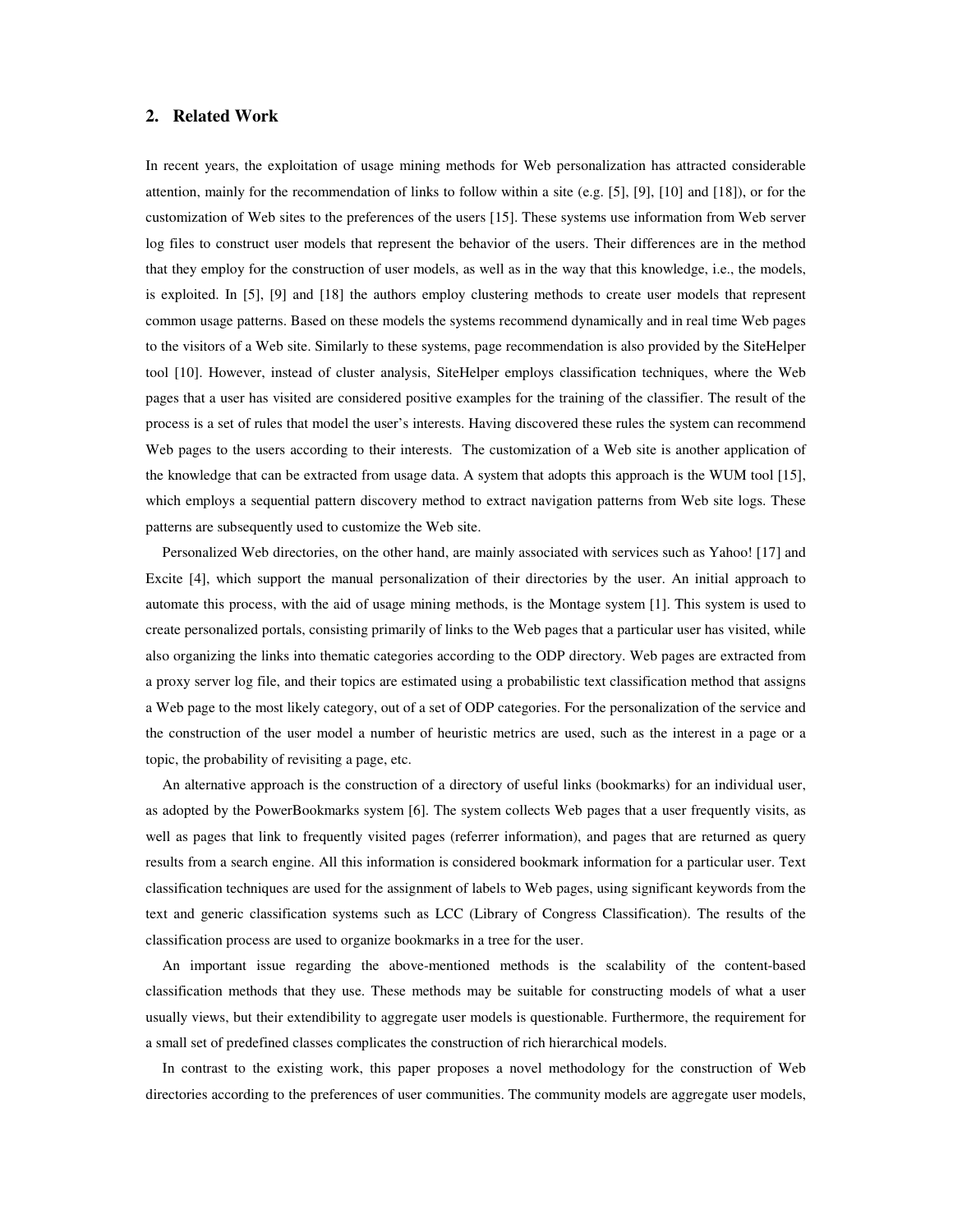## 2. Related Work

In recent years, the exploitation of usage mining methods for Web personalization has attracted considerable attention, mainly for the recommendation of links to follow within a site (e.g. [5], [9], [10] and [18]), or for the customization of Web sites to the preferences of the users [15]. These systems use information from Web server log files to construct user models that represent the behavior of the users. Their differences are in the method that they employ for the construction of user models, as well as in the way that this knowledge, i.e., the models, is exploited. In [5], [9] and [18] the authors employ clustering methods to create user models that represent common usage patterns. Based on these models the systems recommend dynamically and in real time Web pages to the visitors of a Web site. Similarly to these systems, page recommendation is also provided by the SiteHelper tool [10]. However, instead of cluster analysis, SiteHelper employs classification techniques, where the Web pages that a user has visited are considered positive examples for the training of the classifier. The result of the process is a set of rules that model the user's interests. Having discovered these rules the system can recommend Web pages to the users according to their interests. The customization of a Web site is another application of the knowledge that can be extracted from usage data. A system that adopts this approach is the WUM tool [15], which employs a sequential pattern discovery method to extract navigation patterns from Web site logs. These patterns are subsequently used to customize the Web site.

Personalized Web directories, on the other hand, are mainly associated with services such as Yahoo! [17] and Excite [4], which support the manual personalization of their directories by the user. An initial approach to automate this process, with the aid of usage mining methods, is the Montage system [1]. This system is used to create personalized portals, consisting primarily of links to the Web pages that a particular user has visited, while also organizing the links into thematic categories according to the ODP directory. Web pages are extracted from a proxy server log file, and their topics are estimated using a probabilistic text classification method that assigns a Web page to the most likely category, out of a set of ODP categories. For the personalization of the service and the construction of the user model a number of heuristic metrics are used, such as the interest in a page or a topic, the probability of revisiting a page, etc.

An alternative approach is the construction of a directory of useful links (bookmarks) for an individual user, as adopted by the PowerBookmarks system [6]. The system collects Web pages that a user frequently visits, as well as pages that link to frequently visited pages (referrer information), and pages that are returned as query results from a search engine. All this information is considered bookmark information for a particular user. Text classification techniques are used for the assignment of labels to Web pages, using significant keywords from the text and generic classification systems such as LCC (Library of Congress Classification). The results of the classification process are used to organize bookmarks in a tree for the user.

An important issue regarding the above-mentioned methods is the scalability of the content-based classification methods that they use. These methods may be suitable for constructing models of what a user usually views, but their extendibility to aggregate user models is questionable. Furthermore, the requirement for a small set of predefined classes complicates the construction of rich hierarchical models.

In contrast to the existing work, this paper proposes a novel methodology for the construction of Web directories according to the preferences of user communities. The community models are aggregate user models,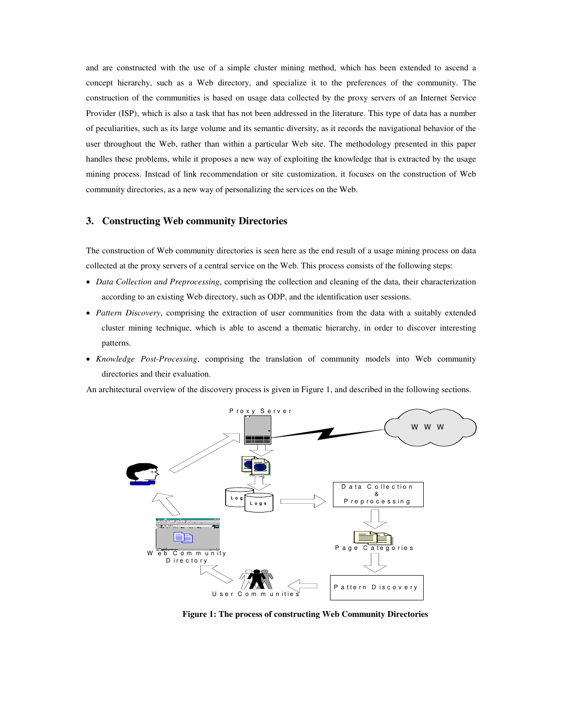and are constructed with the use of a simple cluster mining method, which has been extended to ascend a concept hierarchy, such as a Web directory, and specialize it to the preferences of the community. The construction of the communities is based on usage data collected by the proxy servers of an Internet Service Provider (ISP), which is also a task that has not been addressed in the literature. This type of data has a number of peculiarities, such as its large volume and its semantic diversity, as it records the navigational behavior of the user throughout the Web, rather than within a particular Web site. The methodology presented in this paper handles these problems, while it proposes a new way of exploiting the knowledge that is extracted by the usage mining process. Instead of link recommendation or site customization, it focuses on the construction of Web community directories, as a new way of personalizing the services on the Web.

## 3. Constructing Web community Directories

The construction of Web community directories is seen here as the end result of a usage mining process on data collected at the proxy servers of a central service on the Web. This process consists of the following steps:

- *Data Collection and Preprocessing*, comprising the collection and cleaning of the data, their characterization according to an existing Web directory, such as ODP, and the identification user sessions.
- *Pattern Discovery*, comprising the extraction of user communities from the data with a suitably extended cluster mining technique, which is able to ascend a thematic hierarchy, in order to discover interesting patterns.
- *Knowledge Post-Processing*, comprising the translation of community models into Web community directories and their evaluation.

An architectural overview of the discovery process is given in Figure 1, and described in the following sections.

**Figure 1: The process of constructing Web Community Directories**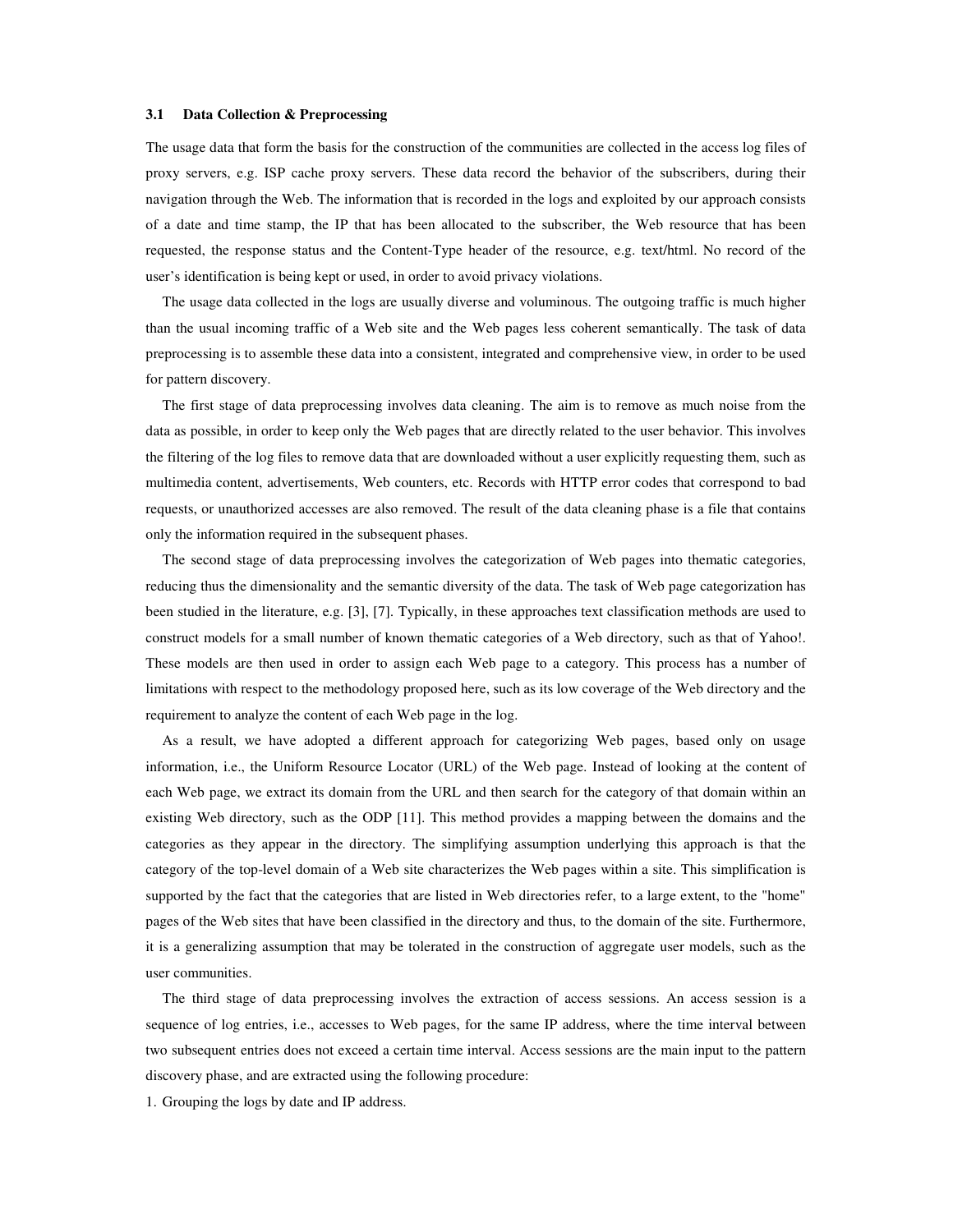### 3.1 Data Collection & Preprocessing

The usage data that form the basis for the construction of the communities are collected in the access log files of proxy servers, e.g. ISP cache proxy servers. These data record the behavior of the subscribers, during their navigation through the Web. The information that is recorded in the logs and exploited by our approach consists of a date and time stamp, the IP that has been allocated to the subscriber, the Web resource that has been requested, the response status and the Content-Type header of the resource, e.g. text/html. No record of the user's identification is being kept or used, in order to avoid privacy violations.

The usage data collected in the logs are usually diverse and voluminous. The outgoing traffic is much higher than the usual incoming traffic of a Web site and the Web pages less coherent semantically. The task of data preprocessing is to assemble these data into a consistent, integrated and comprehensive view, in order to be used for pattern discovery.

The first stage of data preprocessing involves data cleaning. The aim is to remove as much noise from the data as possible, in order to keep only the Web pages that are directly related to the user behavior. This involves the filtering of the log files to remove data that are downloaded without a user explicitly requesting them, such as multimedia content, advertisements, Web counters, etc. Records with HTTP error codes that correspond to bad requests, or unauthorized accesses are also removed. The result of the data cleaning phase is a file that contains only the information required in the subsequent phases.

The second stage of data preprocessing involves the categorization of Web pages into thematic categories, reducing thus the dimensionality and the semantic diversity of the data. The task of Web page categorization has been studied in the literature, e.g. [3], [7]. Typically, in these approaches text classification methods are used to construct models for a small number of known thematic categories of a Web directory, such as that of Yahoo!. These models are then used in order to assign each Web page to a category. This process has a number of limitations with respect to the methodology proposed here, such as its low coverage of the Web directory and the requirement to analyze the content of each Web page in the log.

As a result, we have adopted a different approach for categorizing Web pages, based only on usage information, i.e., the Uniform Resource Locator (URL) of the Web page. Instead of looking at the content of each Web page, we extract its domain from the URL and then search for the category of that domain within an existing Web directory, such as the ODP [11]. This method provides a mapping between the domains and the categories as they appear in the directory. The simplifying assumption underlying this approach is that the category of the top-level domain of a Web site characterizes the Web pages within a site. This simplification is supported by the fact that the categories that are listed in Web directories refer, to a large extent, to the "home" pages of the Web sites that have been classified in the directory and thus, to the domain of the site. Furthermore, it is a generalizing assumption that may be tolerated in the construction of aggregate user models, such as the user communities.

The third stage of data preprocessing involves the extraction of access sessions. An access session is a sequence of log entries, i.e., accesses to Web pages, for the same IP address, where the time interval between two subsequent entries does not exceed a certain time interval. Access sessions are the main input to the pattern discovery phase, and are extracted using the following procedure:

1. Grouping the logs by date and IP address.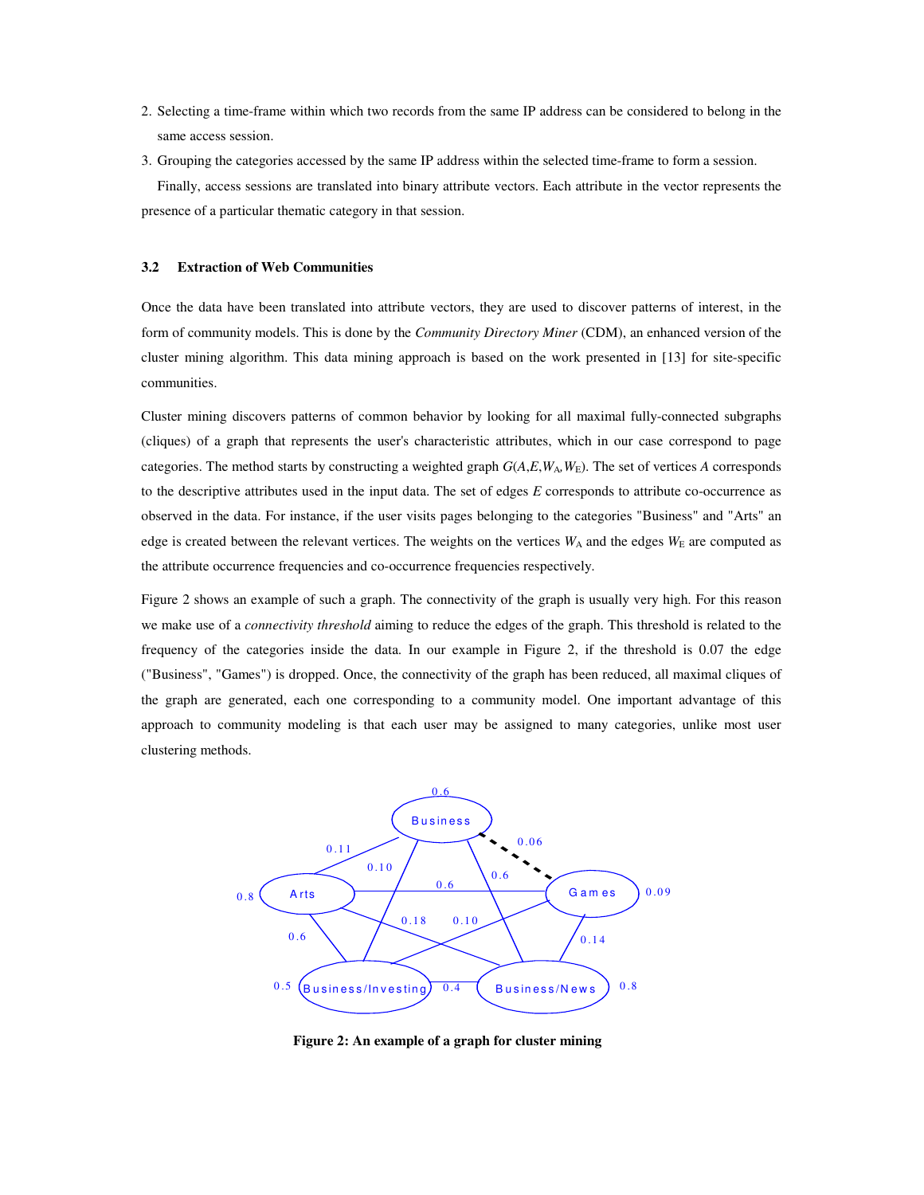2. Selecting a time-frame within which two records from the same IP address can be considered to belong in the same access session.
3. Grouping the categories accessed by the same IP address within the selected time-frame to form a session.

Finally, access sessions are translated into binary attribute vectors. Each attribute in the vector represents the presence of a particular thematic category in that session.

### 3.2 Extraction of Web Communities

Once the data have been translated into attribute vectors, they are used to discover patterns of interest, in the form of community models. This is done by the *Community Directory Miner* (CDM), an enhanced version of the cluster mining algorithm. This data mining approach is based on the work presented in [13] for site-specific communities.

Cluster mining discovers patterns of common behavior by looking for all maximal fully-connected subgraphs (cliques) of a graph that represents the user's characteristic attributes, which in our case correspond to page categories. The method starts by constructing a weighted graph $G(A,E,W_A,W_E)$. The set of vertices $A$ corresponds to the descriptive attributes used in the input data. The set of edges $E$ corresponds to attribute co-occurrence as observed in the data. For instance, if the user visits pages belonging to the categories "Business" and "Arts" an edge is created between the relevant vertices. The weights on the vertices $W_A$ and the edges $W_E$ are computed as the attribute occurrence frequencies and co-occurrence frequencies respectively.

Figure 2 shows an example of such a graph. The connectivity of the graph is usually very high. For this reason we make use of a *connectivity threshold* aiming to reduce the edges of the graph. This threshold is related to the frequency of the categories inside the data. In our example in Figure 2, if the threshold is 0.07 the edge ("Business", "Games") is dropped. Once, the connectivity of the graph has been reduced, all maximal cliques of the graph are generated, each one corresponding to a community model. One important advantage of this approach to community modeling is that each user may be assigned to many categories, unlike most user clustering methods.

**Figure 2: An example of a graph for cluster mining**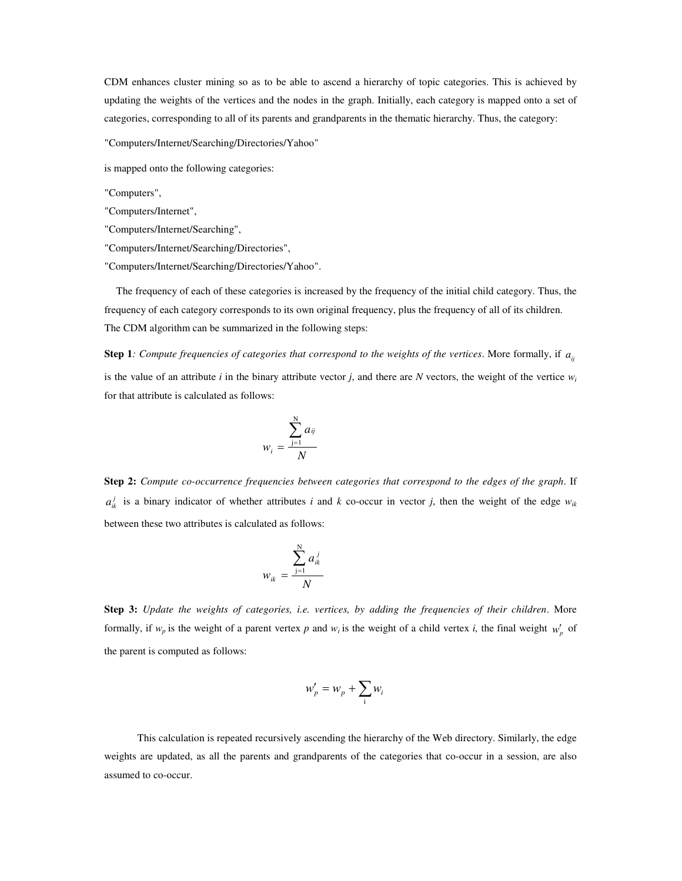CDM enhances cluster mining so as to be able to ascend a hierarchy of topic categories. This is achieved by updating the weights of the vertices and the nodes in the graph. Initially, each category is mapped onto a set of categories, corresponding to all of its parents and grandparents in the thematic hierarchy. Thus, the category:

"Computers/Internet/Searching/Directories/Yahoo"

is mapped onto the following categories:

"Computers",
"Computers/Internet",
"Computers/Internet/Searching",
"Computers/Internet/Searching/Directories",
"Computers/Internet/Searching/Directories/Yahoo".

The frequency of each of these categories is increased by the frequency of the initial child category. Thus, the frequency of each category corresponds to its own original frequency, plus the frequency of all of its children.
The CDM algorithm can be summarized in the following steps:

**Step 1***: Compute frequencies of categories that correspond to the weights of the vertices*. More formally, if $a_{ij}$ is the value of an attribute *i* in the binary attribute vector *j*, and there are *N* vectors, the weight of the vertice $w_i$ for that attribute is calculated as follows:

$$w_i = \frac{\sum_{j=1}^{N} a_{ij}}{N}$$

**Step 2:** *Compute co-occurrence frequencies between categories that correspond to the edges of the graph*. If $a_{ik}^{j}$ is a binary indicator of whether attributes *i* and *k* co-occur in vector *j*, then the weight of the edge $w_{ik}$ between these two attributes is calculated as follows:

$$w_{ik} = \frac{\sum_{j=1}^{N} a_{ik}^{j}}{N}$$

**Step 3:** *Update the weights of categories, i.e. vertices, by adding the frequencies of their children*. More formally, if $w_p$ is the weight of a parent vertex *p* and $w_i$ is the weight of a child vertex *i,* the final weight $w'_p$ of the parent is computed as follows:

$$w'_p = w_p + \sum_{i} w_i$$

This calculation is repeated recursively ascending the hierarchy of the Web directory. Similarly, the edge weights are updated, as all the parents and grandparents of the categories that co-occur in a session, are also assumed to co-occur.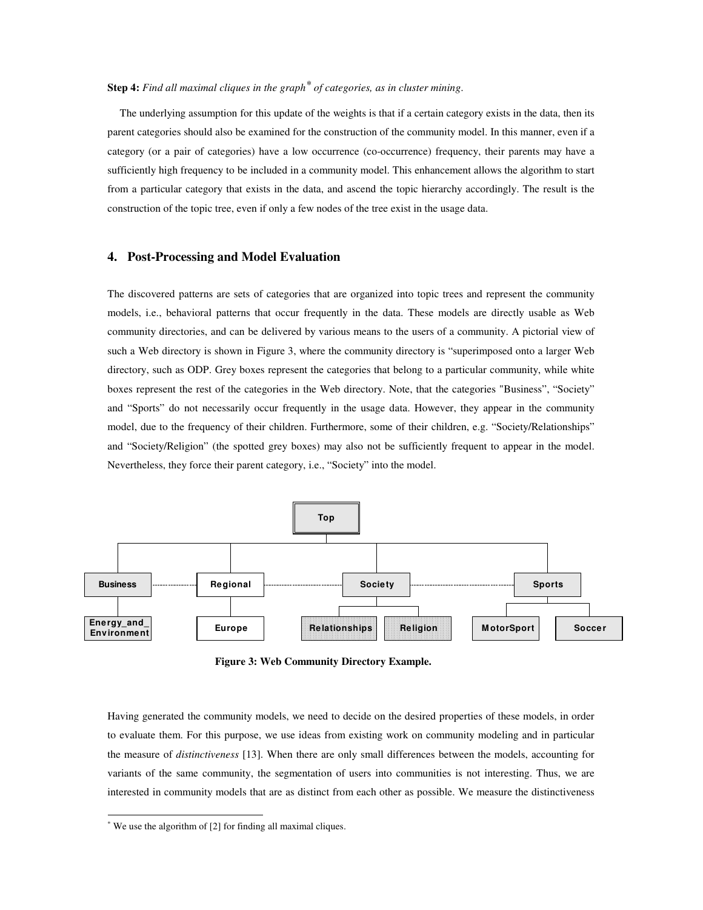**Step 4:** *Find all maximal cliques in the graph\* of categories, as in cluster mining.*

The underlying assumption for this update of the weights is that if a certain category exists in the data, then its parent categories should also be examined for the construction of the community model. In this manner, even if a category (or a pair of categories) have a low occurrence (co-occurrence) frequency, their parents may have a sufficiently high frequency to be included in a community model. This enhancement allows the algorithm to start from a particular category that exists in the data, and ascend the topic hierarchy accordingly. The result is the construction of the topic tree, even if only a few nodes of the tree exist in the usage data.

## 4. Post-Processing and Model Evaluation

The discovered patterns are sets of categories that are organized into topic trees and represent the community models, i.e., behavioral patterns that occur frequently in the data. These models are directly usable as Web community directories, and can be delivered by various means to the users of a community. A pictorial view of such a Web directory is shown in Figure 3, where the community directory is "superimposed onto a larger Web directory, such as ODP. Grey boxes represent the categories that belong to a particular community, while white boxes represent the rest of the categories in the Web directory. Note, that the categories "Business", "Society" and "Sports" do not necessarily occur frequently in the usage data. However, they appear in the community model, due to the frequency of their children. Furthermore, some of their children, e.g. "Society/Relationships" and "Society/Religion" (the spotted grey boxes) may also not be sufficiently frequent to appear in the model. Nevertheless, they force their parent category, i.e., "Society" into the model.

**Figure 3: Web Community Directory Example.**

Having generated the community models, we need to decide on the desired properties of these models, in order to evaluate them. For this purpose, we use ideas from existing work on community modeling and in particular the measure of *distinctiveness* [13]. When there are only small differences between the models, accounting for variants of the same community, the segmentation of users into communities is not interesting. Thus, we are interested in community models that are as distinct from each other as possible. We measure the distinctiveness

---

\* We use the algorithm of [2] for finding all maximal cliques.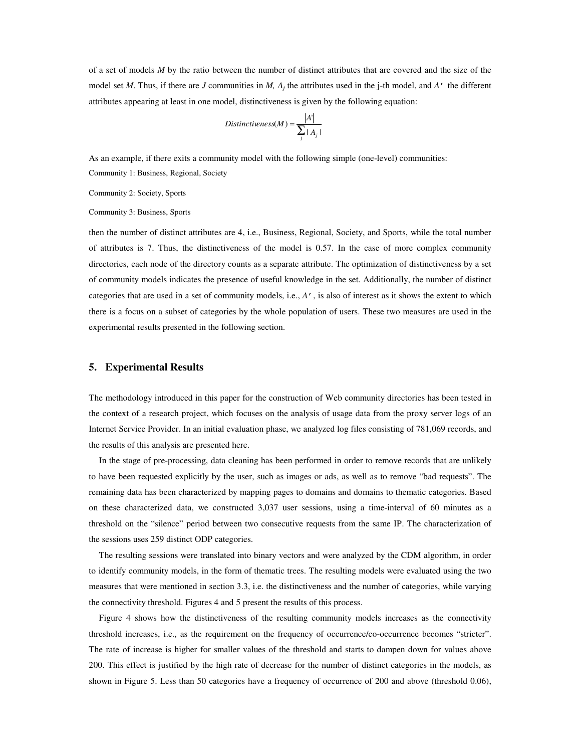of a set of models *M* by the ratio between the number of distinct attributes that are covered and the size of the model set *M*. Thus, if there are *J* communities in *M*, $A_j$ the attributes used in the j-th model, and $A'$ the different attributes appearing at least in one model, distinctiveness is given by the following equation:

$$Distinctiveness(M) = \frac{|A'|}{\sum_j |A_j|}$$

As an example, if there exits a community model with the following simple (one-level) communities:

Community 1: Business, Regional, Society

Community 2: Society, Sports

Community 3: Business, Sports

then the number of distinct attributes are 4, i.e., Business, Regional, Society, and Sports, while the total number of attributes is 7. Thus, the distinctiveness of the model is 0.57. In the case of more complex community directories, each node of the directory counts as a separate attribute. The optimization of distinctiveness by a set of community models indicates the presence of useful knowledge in the set. Additionally, the number of distinct categories that are used in a set of community models, i.e., $A'$, is also of interest as it shows the extent to which there is a focus on a subset of categories by the whole population of users. These two measures are used in the experimental results presented in the following section.

## 5. Experimental Results

The methodology introduced in this paper for the construction of Web community directories has been tested in the context of a research project, which focuses on the analysis of usage data from the proxy server logs of an Internet Service Provider. In an initial evaluation phase, we analyzed log files consisting of 781,069 records, and the results of this analysis are presented here.

In the stage of pre-processing, data cleaning has been performed in order to remove records that are unlikely to have been requested explicitly by the user, such as images or ads, as well as to remove "bad requests". The remaining data has been characterized by mapping pages to domains and domains to thematic categories. Based on these characterized data, we constructed 3,037 user sessions, using a time-interval of 60 minutes as a threshold on the "silence" period between two consecutive requests from the same IP. The characterization of the sessions uses 259 distinct ODP categories.

The resulting sessions were translated into binary vectors and were analyzed by the CDM algorithm, in order to identify community models, in the form of thematic trees. The resulting models were evaluated using the two measures that were mentioned in section 3.3, i.e. the distinctiveness and the number of categories, while varying the connectivity threshold. Figures 4 and 5 present the results of this process.

Figure 4 shows how the distinctiveness of the resulting community models increases as the connectivity threshold increases, i.e., as the requirement on the frequency of occurrence/co-occurrence becomes "stricter". The rate of increase is higher for smaller values of the threshold and starts to dampen down for values above 200. This effect is justified by the high rate of decrease for the number of distinct categories in the models, as shown in Figure 5. Less than 50 categories have a frequency of occurrence of 200 and above (threshold 0.06),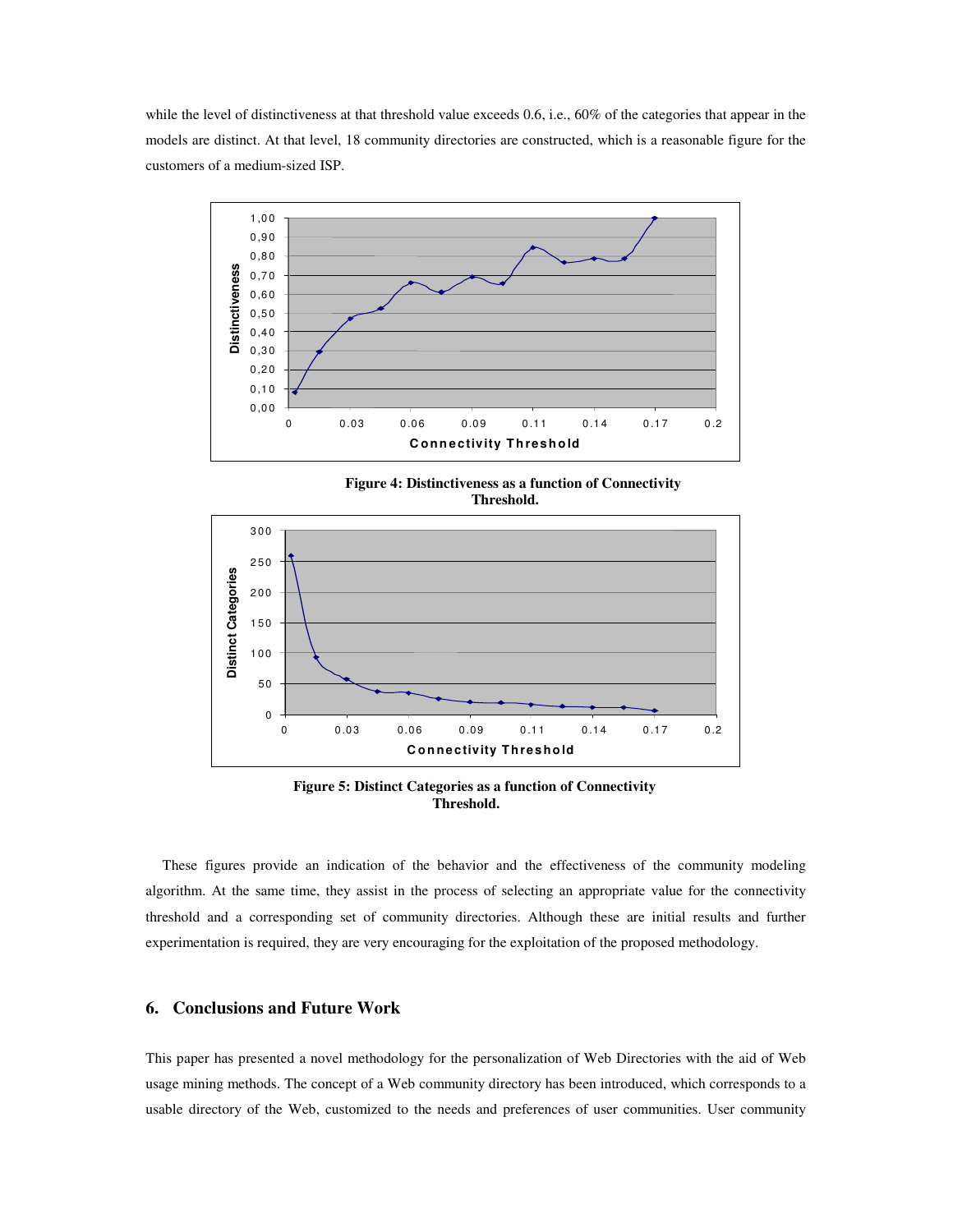while the level of distinctiveness at that threshold value exceeds 0.6, i.e., 60% of the categories that appear in the models are distinct. At that level, 18 community directories are constructed, which is a reasonable figure for the customers of a medium-sized ISP.

**Figure 4: Distinctiveness as a function of Connectivity Threshold.**

**Figure 5: Distinct Categories as a function of Connectivity Threshold.**

These figures provide an indication of the behavior and the effectiveness of the community modeling algorithm. At the same time, they assist in the process of selecting an appropriate value for the connectivity threshold and a corresponding set of community directories. Although these are initial results and further experimentation is required, they are very encouraging for the exploitation of the proposed methodology.

## 6. Conclusions and Future Work

This paper has presented a novel methodology for the personalization of Web Directories with the aid of Web usage mining methods. The concept of a Web community directory has been introduced, which corresponds to a usable directory of the Web, customized to the needs and preferences of user communities. User community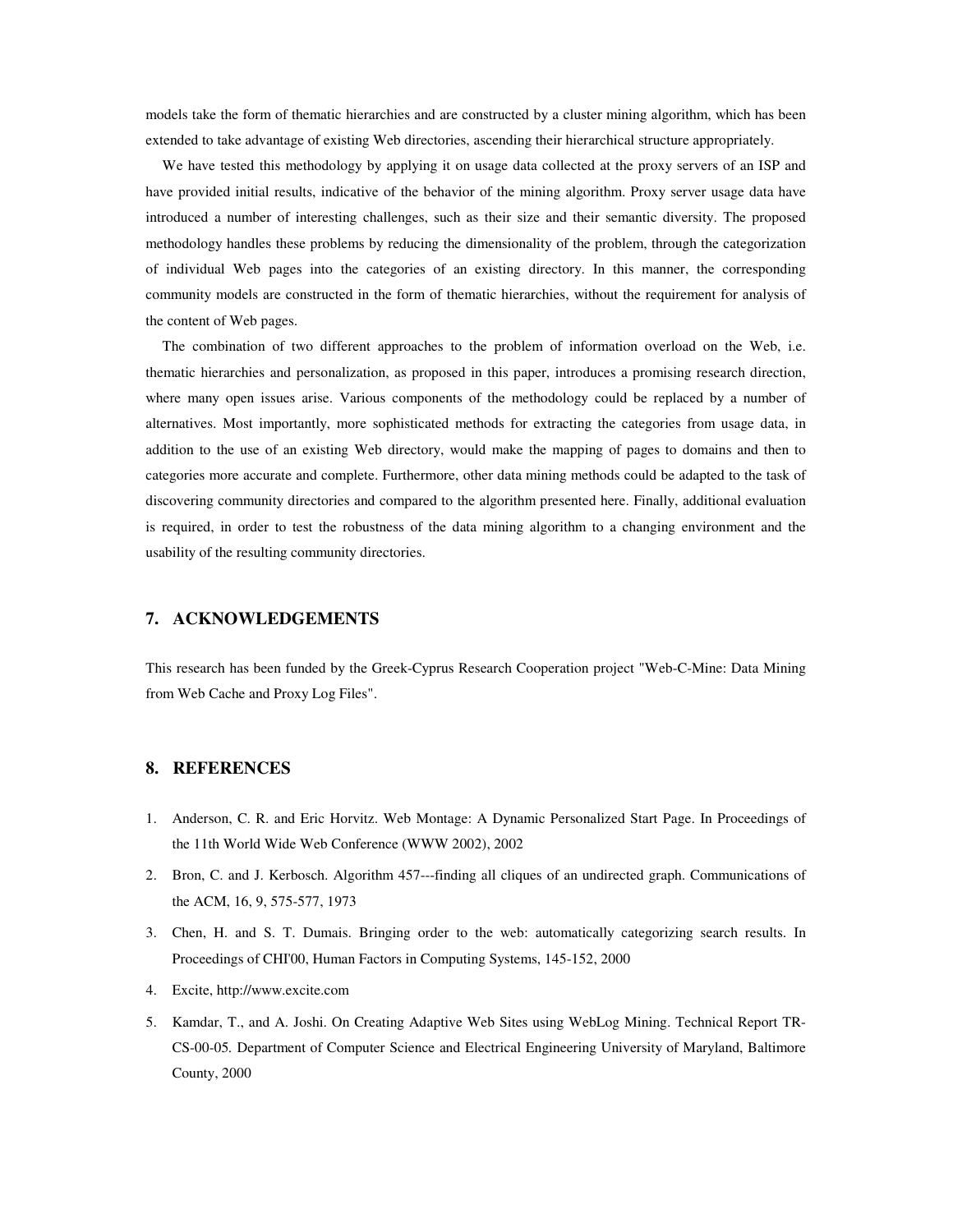models take the form of thematic hierarchies and are constructed by a cluster mining algorithm, which has been extended to take advantage of existing Web directories, ascending their hierarchical structure appropriately.

We have tested this methodology by applying it on usage data collected at the proxy servers of an ISP and have provided initial results, indicative of the behavior of the mining algorithm. Proxy server usage data have introduced a number of interesting challenges, such as their size and their semantic diversity. The proposed methodology handles these problems by reducing the dimensionality of the problem, through the categorization of individual Web pages into the categories of an existing directory. In this manner, the corresponding community models are constructed in the form of thematic hierarchies, without the requirement for analysis of the content of Web pages.

The combination of two different approaches to the problem of information overload on the Web, i.e. thematic hierarchies and personalization, as proposed in this paper, introduces a promising research direction, where many open issues arise. Various components of the methodology could be replaced by a number of alternatives. Most importantly, more sophisticated methods for extracting the categories from usage data, in addition to the use of an existing Web directory, would make the mapping of pages to domains and then to categories more accurate and complete. Furthermore, other data mining methods could be adapted to the task of discovering community directories and compared to the algorithm presented here. Finally, additional evaluation is required, in order to test the robustness of the data mining algorithm to a changing environment and the usability of the resulting community directories.

## 7. ACKNOWLEDGEMENTS

This research has been funded by the Greek-Cyprus Research Cooperation project "Web-C-Mine: Data Mining from Web Cache and Proxy Log Files".

## 8. REFERENCES

1. Anderson, C. R. and Eric Horvitz. Web Montage: A Dynamic Personalized Start Page. In Proceedings of the 11th World Wide Web Conference (WWW 2002), 2002
2. Bron, C. and J. Kerbosch. Algorithm 457---finding all cliques of an undirected graph. Communications of the ACM, 16, 9, 575-577, 1973
3. Chen, H. and S. T. Dumais. Bringing order to the web: automatically categorizing search results. In Proceedings of CHI'00, Human Factors in Computing Systems, 145-152, 2000
4. Excite, http://www.excite.com
5. Kamdar, T., and A. Joshi. On Creating Adaptive Web Sites using WebLog Mining. Technical Report TR-CS-00-05. Department of Computer Science and Electrical Engineering University of Maryland, Baltimore County, 2000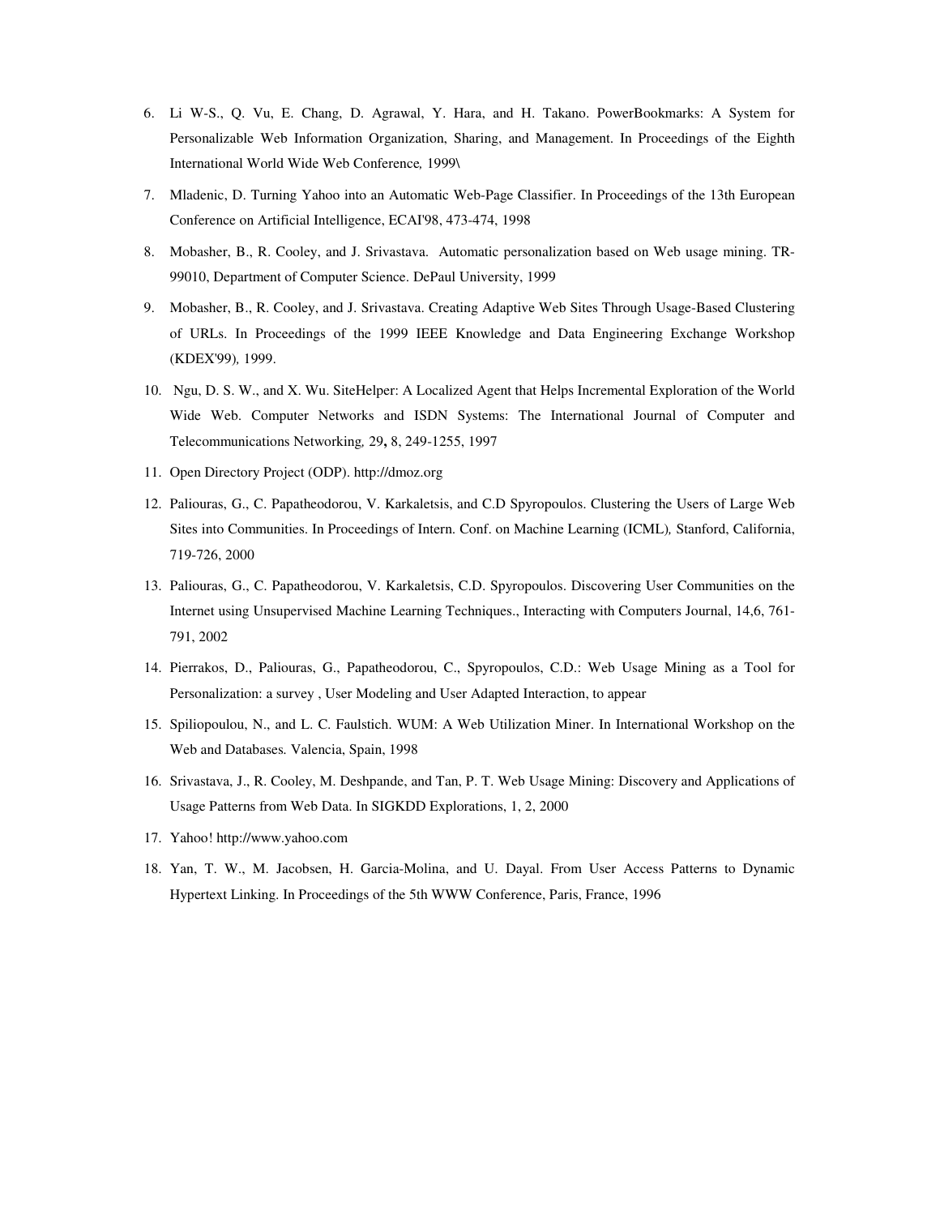6. Li W-S., Q. Vu, E. Chang, D. Agrawal, Y. Hara, and H. Takano. PowerBookmarks: A System for Personalizable Web Information Organization, Sharing, and Management. In Proceedings of the Eighth International World Wide Web Conference*,* 1999\

7. Mladenic, D. Turning Yahoo into an Automatic Web-Page Classifier. In Proceedings of the 13th European Conference on Artificial Intelligence, ECAI'98, 473-474, 1998

8. Mobasher, B., R. Cooley, and J. Srivastava. Automatic personalization based on Web usage mining. TR-99010, Department of Computer Science. DePaul University, 1999

9. Mobasher, B., R. Cooley, and J. Srivastava. Creating Adaptive Web Sites Through Usage-Based Clustering of URLs. In Proceedings of the 1999 IEEE Knowledge and Data Engineering Exchange Workshop (KDEX'99)*,* 1999.

10. Ngu, D. S. W., and X. Wu. SiteHelper: A Localized Agent that Helps Incremental Exploration of the World Wide Web. Computer Networks and ISDN Systems: The International Journal of Computer and Telecommunications Networking*,* 29**,** 8, 249-1255, 1997

11. Open Directory Project (ODP). http://dmoz.org

12. Paliouras, G., C. Papatheodorou, V. Karkaletsis, and C.D Spyropoulos. Clustering the Users of Large Web Sites into Communities. In Proceedings of Intern. Conf. on Machine Learning (ICML)*,* Stanford, California, 719-726, 2000

13. Paliouras, G., C. Papatheodorou, V. Karkaletsis, C.D. Spyropoulos. Discovering User Communities on the Internet using Unsupervised Machine Learning Techniques., Interacting with Computers Journal, 14,6, 761-791, 2002

14. Pierrakos, D., Paliouras, G., Papatheodorou, C., Spyropoulos, C.D.: Web Usage Mining as a Tool for Personalization: a survey , User Modeling and User Adapted Interaction, to appear

15. Spiliopoulou, N., and L. C. Faulstich. WUM: A Web Utilization Miner. In International Workshop on the Web and Databases. Valencia, Spain, 1998

16. Srivastava, J., R. Cooley, M. Deshpande, and Tan, P. T. Web Usage Mining: Discovery and Applications of Usage Patterns from Web Data. In SIGKDD Explorations, 1, 2, 2000

17. Yahoo! http://www.yahoo.com

18. Yan, T. W., M. Jacobsen, H. Garcia-Molina, and U. Dayal. From User Access Patterns to Dynamic Hypertext Linking. In Proceedings of the 5th WWW Conference, Paris, France, 1996